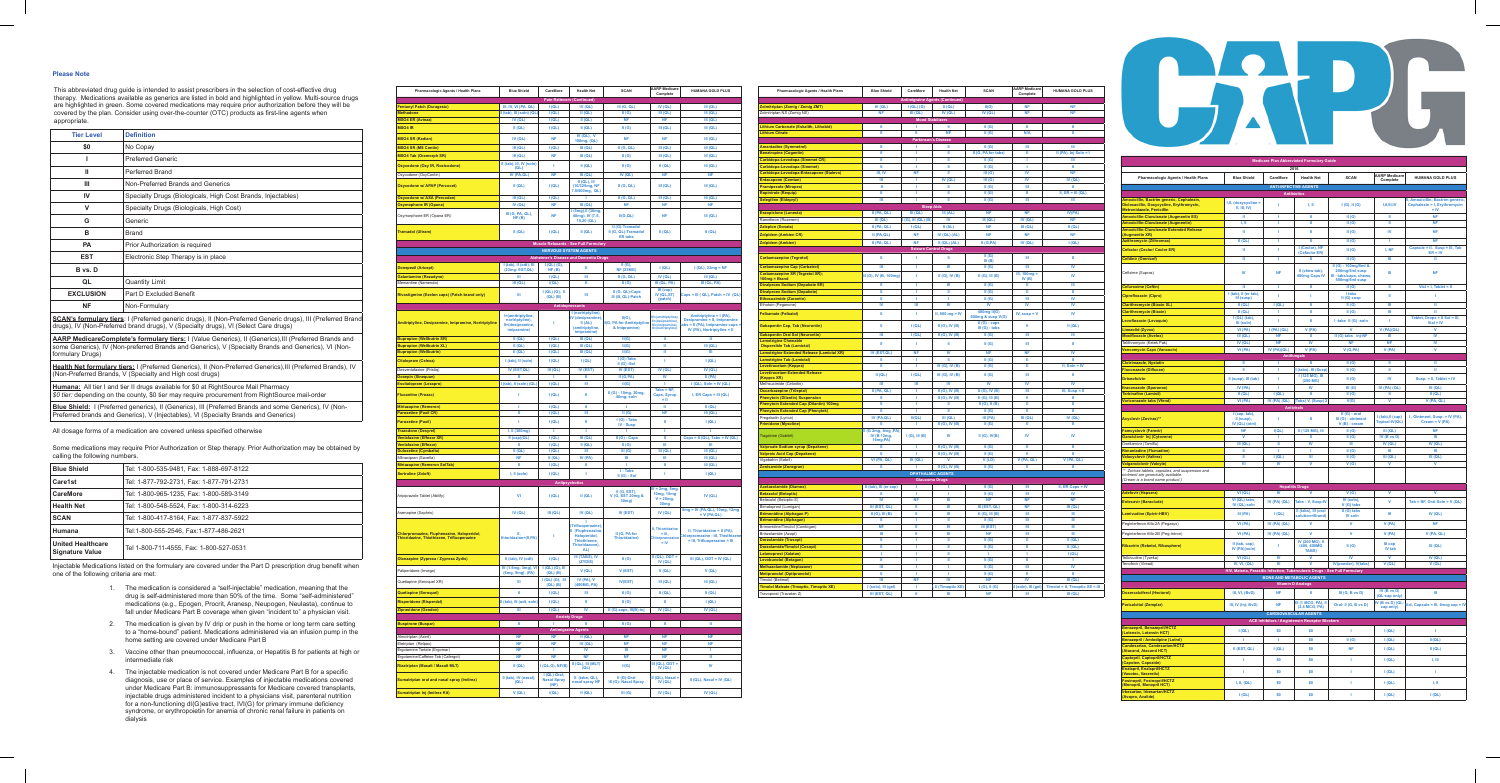## Please Note

This abbreviated drug guide is intended to assist prescribers in the selection of cost-effective drug therapy. Medications available as generics are listed in bold and highlighted in yellow. Multi-source drugs are highlighted in green. Some covered medications may require prior authorization before they will be covered by the plan. Consider using over-the-counter (OTC) products as first-line agents when appropriate.

| Tier Level | Definition |
|---|---|
| $0 | No Copay |
| I | Preferred Generic |
| II | Preferred Brand |
| III | Non-Preferred Brands and Generics |
| IV | Specialty Drugs (Biologics, High Cost Brands, Injectables) |
| V | Specialty Drugs (Biologics, High Cost) |
| G | Generic |
| B | Brand |
| PA | Prior Authorization is required |
| EST | Electronic Step Therapy is in place |
| B vs. D | |
| QL | Quantity Limit |
| EXCLUSION | Part D Excluded Benefit |
| NF | Non-Formulary |

**SCAN's formulary tiers**: I (Preferred generic drugs), II (Non-Preferred Generic drugs), III (Preferred Brand drugs), IV (Non-Preferred brand drugs), V (Specialty drugs), VI (Select Care drugs)

**AARP MedicareComplete's formulary tiers**: I (Value Generics), II (Generics), III (Preferred Brands and some Generics), IV (Non-Preferred Brands and Generics), V (Specialty Brands and Generics), VI (Non-formulary Drugs)

**Health Net formulary tiers**: I (Preferred Generics), II (Non-Preferred Generics), III (Preferred Brands), IV (Non-Preferred Brands), V (Specialty and High cost drugs)

**Humana**: All tier I and tier II drugs available for $0 at RightSource Mail Pharmacy
$0 tier: depending on the county, $0 tier may require procurement from RightSource mail-order

**Blue Shield**: I (Preferred generics), II (Generics), III (Preferred Brands and some Generics), IV (Non-Preferred Brands and Generics), V (Injectables), VI (Specialty Brands and Generics)

All dosage forms of a medication are covered unless specified otherwise

Some medications may require Prior Authorization or Step therapy. Prior Authorization may be obtained by calling the following numbers.

| | |
|---|---|
| **Blue Shield** | Tel: 1-800-535-9481, Fax: 1-888-697-8122 |
| **Care1st** | Tel: 1-877-792-2731, Fax: 1-877-791-2731 |
| **CareMore** | Tel: 1-800-965-1235, Fax: 1-800-589-3149 |
| **Health Net** | Tel: 1-800-548-5524, Fax: 1-800-314-6223 |
| **SCAN** | Tel: 1-800-417-8164, Fax: 1-877-837-5922 |
| **Humana** | Tel:1-800-555-2546, Fax:1-877-486-2621 |
| **United Healthcare Signature Value** | Tel 1-800-711-4555, Fax: 1-800-527-0531 |

Injectable Medications listed on the formulary are covered under the Part D prescription drug benefit when one of the following criteria are met:

1. The medication is considered a "self-injectable" medication, meaning that the drug is self-administered more than 50% of the time. Some "self-administered" medications (e.g., Epogen, Procrit, Aranesp, Neupogen, Neulasta), continue to fall under Medicare Part B coverage when given "incident to" a physician visit.
2. The medication is given by IV drip or push in the home or long term care setting to a "home-bound" patient. Medications administered via an infusion pump in the home setting are covered under Medicare Part B
3. Vaccine other than pneumococcal, influenza, or Hepatitis B for patients at high or intermediate risk
4. The injectable medication is not covered under Medicare Part B for a specific diagnosis, use or place of service. Examples of injectable medications covered under Medicare Part B: immunosuppressants for Medicare covered transplants, injectable drugs administered incident to a physician's visit, parenteral nutrition for a non-functioning di(G)estive tract, IVI(G) for primary immune deficiency syndrome, or erythropoietin for anemia of chronic renal failure in patients on dialysis

## CAPG

### Medicare Plan Abbreviated Formulary Guide

2014

| Pharmacologic Agents / Health Plans | Blue Shield | CareMore | Health Net | SCAN | AARP Medicare Complete | HUMANA GOLD PLUS |
|---|---|---|---|---|---|---|
| **ANTI-INFECTIVE AGENTS** | | | | | | |
| **Antibiotics** | | | | | | |
| Amoxicillin, Bactrim generic, Cephalexin, Nitrofurantoin, Doxycycline, Erythromycin, Metronidazole, Penicillin | I-II, (doxycycline = II, III IV) | I | I, II | I (QL), II (QL) | I,II,III,IV | II, Amoxicillin, Bactrim generic, Cephalexin = I, Erythromycin = IV |
| Amoxicillin/Clavulanate (Augmentin ES) | I | I | II | II (QL) | II | IV |
| Amoxicillin/Clavulanate (Augmentin) | II | I | II | II (QL) | III | II |
| Amoxicillin/Clavulanate Extended Release (Augmentin XR) | III | I | II | II (QL) | IV | III |
| Azithromycin (Zithromax) | II (QL) | | | II (QL) | | |
| Cefdinir (Omnicef/ Cedax XR) | II (QL) | I | (Cedax: NF, Cefaclor ER) | II (QL) | I, NF | Cefaclor: II, Susp = III, Tab ER = IV |
| Cefuroxime (Ceftin) | I | I | II | II (QL) | II | I |
| Cefixime (Suprax) | III | NF | II (chew tab), 400mg Caps IV | II (QL: 100mg/5ml & 200mg/5ml susp; III: tab/chew, chews, 500mg/5ml susp) | III | NF |
| Cefuroxime (Ceftin) | II | I | II | II (QL) | II | Susp = III, Tablet = I |
| Ciprofloxacin (Cipro) | I (tab), II (er tab), III (susp) | I | I | I (tab), II (QL) susp | II | I |
| Clarithromycin (Biaxin XL) | II (QL) | I (QL) | II | II (QL) | III | III |
| Clarithromycin (Biaxin) | II (QL) | I | II | II (QL) | III | II |
| Levofloxacin (Levaquin) | I (QL) (tab), III (soln) | I | I | I (tab), II (QL) soln | I | Tablet, Drops = II; Sol = III, Susp = IV |
| Linezolid (Zyvox) | VI (PA) | I (PA) (QL) | V (PA) | V | V (PA)(QL) | V |
| Moxifloxacin (Avelox) | VI (PA) | I | IV | II (QL tabs), III (QL) | III | IV |
| Telithromycin (Ketek Pak) | IV (QL) | NF | III | III | NF | NF |
| Vancomycin Caps (Vancocin) | VI (PA) | V (PA)(QL) | V (PA) | V (QL PA) | V (PA) | V |
| **Antifungals** | | | | | | |
| Clotrimazole, Nystatin | I | I | II | I (QL) | II | II |
| Fluconazole (Diflucan) | II | I | I (tabs), III (Susp) | I (QL) | II | II, Susp = IV |
| Griseofulvin | II (susp), III (tab) | I | I (125 MG), II (250 MG) | I (QL) | III | Susp = II, Tablet = IV |
| Itraconazole (Sporanox) | IV (PA) | I | III | III (QL) | III (PA) (QL) | III (QL) |
| Terbinafine (Lamisil) | II (QL) | I (QL) | II | II (QL) | II | II (QL) |
| Voriconazole tabs (Vfend) | VI (PA) | IV (PA) (QL) | Tabs = V, Susp = V | V (QL) | V | V (PA, QL) |
| **Antivirals** | | | | | | |
| Acyclovir (Zovirax)* | I (cap, tab), II (susp), IV (QL) (oint) | I | II | II (QL - oral) III (QL - ointment) V (QL - cream) | I (tab) (Cap) III, Topical IV (QL) | I, Ointment, Susp = IV (PA), Cream = V (PA) |
| Famcyclovir (Famvir) | NF | II (QL) | II, I (20 MG), II | II (QL) | IV (QL) | I |
| Oseltamivir (sp.)(Cytovene) | V | III | II | II (QL) | IV (B vs D) | III |
| Oseltamivir (Tamiflu) | III (QL) | III | III | III (QL) | IV (QL) | III (QL) |
| Rimantadine (Flumadine) | II | I | I | II (QL) | III | III |
| Valacyclovir (Valtrex) | I (QL) | I (QL) | II | II (QL) | II (QL) | II (QL) |
| Valganciclovir (Valcyte) | IV | III | V | V (QL) | V | V |

\* - Before tablets, capsules and suspension and ointment are generically available. (Cream is a brand name product)

| Pharmacologic Agents / Health Plans | Blue Shield | CareMore | Health Net | SCAN | AARP Medicare Complete | HUMANA GOLD PLUS |
|---|---|---|---|---|---|---|
| **Hepatitis Drugs** | | | | | | |
| Adefovir (Hepsera) | VI (QL) | | | V (QL) | V | |
| Boceprevir (Victrelis) | VI (QL) (refer to), III (QL) (refer to) | III (PA) (QL) | Tabs - V, Susp IV | III (refer), V (QL) refer | V | Tabs = NF, Oral Soln = IV |
| Lamivudine (Epivir-HBV) | VI (PA) | I | I (tabs), III (oral solution/Brand) | II (QL) tabs, III soln | III | IV (QL) |
| Peginterferon Alfa-2A (Pegasys) | VI (PA) | III (PA) (QL) | V | V | V (PA) | NF |
| Peginterferon Alfa-2b (PegIntron) | VI (PA) | III (PA) (QL) | V | V | V (PA) | V (PA, QL) |
| Ribavirin (Rebetol, Ribasphere) | I (tab, cap), IV (PA)(soln) | I | I (200 MG), II (400, 600MG Tablet) | II (QL) | III (cap), IV (sol) | III (QL) |
| Telaprevir (Incivek) | VI (QL) | III | V | V | V (QL) | NF |
| Entecavir (Baraclude) | III, VI, (QL) | III | V | V (generic: III/tabs) | V (QL) | V (QL) |
| **HIV, Malaria, Parasitic Infection, Tuberculosis Drugs - See Full Formulary** | | | | | | |
| **BONE AND METABOLIC AGENTS** | | | | | | |
| **Vitamin D Analogs** | | | | | | |
| Doxercalciferol (Hectorol) | III, VI (B vs D) | NF | II | III (B, III vs D) | IV (B vs D) (B, cap is NF) | III |
| Paricalcitol (Zemplar) | III, IV (Inj) (B vs D) | III | III (I MCG), PA, II (4 MCG, PA) | Oral: II (I, III vs D) | IV vs D (QL), cap is NF | Oral: Capsule = III, Injection = V |
| **CARDIOVASCULAR AGENTS** | | | | | | |
| **ACE inhibitors / Angiotensin Receptor Blockers** | | | | | | |
| Benazepril, Benazepril/HCTZ (Lotensin, Lotensin HCT) | I (QL) | $0 | $0 | I | I (QL) | I |
| Benazepril / Amlodipine (Lotrel) | I (QL) | $0 | $0 | II (QL) | I (QL) | II (QL) |
| Candesartan, Candesartan/HCTZ (Atacand, Atacand HCT) | II (EST, QL) | I (QL) | $0 | NF | I (QL) | I (QL) |
| Captopril, Captopril/HCTZ (Capoten, Capozide) | I | $0 | $0 | I | I (QL) | I, IV |
| Enalapril, Enalapril/HCTZ (Vasotec, Vaseretic) | I | $0 | $0 | I | I (QL) | I |
| Fosinopril, Fosinopril/HCTZ (Monopril, Monopril HCT) | I, II, (QL) | $0 | $0 | I | I (QL) | II |
| Irbesartan, Irbesartan/HCTZ (Avapro, Avalide) | I (QL) | $0 | $0 | I | I (QL) | I (QL) |

| Pharmacologic Agents / Health Plans | Blue Shield | CareMore | Health Net | SCAN | AARP Medicare Complete | HUMANA GOLD PLUS |
|---|---|---|---|---|---|---|
| **Pain Relievers (Continued)** | | | | | | |
| Fentanyl Patch (Duragesic) | II - IV, VI (PA) (QL) | I (QL) | IV (QL) | III (QL, QL) | IV (QL) | IV (QL) |
| Methadone | II (tab), III (sol) (QL) | I (QL) | II (QL) | II (QL) | III (QL) | III (QL) |
| MSIR ER (Avinza) | IV (QL) | I (QL) | II (QL) | NF | NF | III (QL) |
| MSIR IR | II (QL) | I (QL) | II (QL) | II (QL) | III (QL) | III (QL) |
| MSIR ER (Kadian) | IV (QL) | NF | III (QL) - V (60mg - QL) | NF | NF | NF |
| MSIR ER (MS Contin) | III (QL) | I (QL) | III (QL) | II (QL) | III (QL) | III (QL) |
| MSIR Tab (Roxanol-SR) | III (QL) | I (QL) | III (QL) | II (QL) | III (QL) | III (QL) |
| Oxycodone (Oxy IR, Roxicodone) | II (tab), III, IV (sol) (QL) | I | II (QL) | II (QL) | II (QL) | III (QL) |
| Oxycodone/Acetaminophen (Percocet) | II (PA) | NF | NF | NF | NF | NF |
| Oxycodone w/ APAP (Percocet) | II (QL) | I (QL) | II (QL) (5/325mg, NF 7.5/325mg, 10/325mg, QL) | II (II, QL) | III (QL) | III (QL) |
| Oxycodone w/ ASA (Percodan) | III (QL) | I (QL) | III (QL) | II (QL) | III (QL) | III (QL) |
| Oxymorphone IR (Opana) | III (QL) | NF | III (QL) | NF | NF | NF |
| Oxymorphone ER (Opana ER) | III (II, PA, QL), NF (B) | NF | I (5mg) & II (10mg, 20mg), III (7.5, 15, 30, 40) | III (II, QL) | NF | IV (QL) |
| Tramadol (Ultram) | II (QL) | I (QL) | II (QL) | II (QL: Tramadol; II (QL: Tramadol ER) tabs) | II (QL) | III (QL) |
| **Muscle Relaxants - See Full Formulary** | | | | | | |
| **NERVOUS SYSTEM AGENTS** | | | | | | |
| **Alzheimer's Disease and Dementia Drugs** | | | | | | |
| Donepezil (Aricept) | I (tab), II (odt) (QL) (23mg: EST,QL) | I (QL), NF (B) | I | II (QL, NF (23MG) & (tripeptide)) | I (QL) | I (QL), 23mg = IV |
| Galantamine (Razadyne) | III | III | III | II (QL) | IV (QL) | IV (QL) |
| Memantine (Namenda) | III (QL) | I (QL) | III | II (QL) | III (QL, PA) | III (QL, PA) |
| Rivastigmine (Exelon caps) (Patch brand only) | III | I (QL) (QL), II (QL, III) | III | II (QL), III (QL Caps) III (QL) Patch | III (cap) / IV (QL, III) (patch) | Caps = III / QL, Patch = IV (QL) |
| **Antidepressants** | | | | | | |
| Amitriptyline, Desipramine, Imipramine, Nortriptyline | I (amitriptyline, nortriptyline), II (desipramine, imipramine) | I | I (nortriptyline), IV (desipramine), II (QL) (amitriptyline, imipramine) | II (QL), PA for Amitriptyline & Imipramine | I(nortriptyline), II (desipramine, imipramine) | Amitriptyline = I (PA), Desipramine = II, Imipramine tabs = II (PA), Imipramine caps = IV (PA), Nortriptyline = II |
| Bupropion (Wellbutrin SR) | I (QL) | I (QL) | III (QL) | II (QL) | II | I (QL) |
| Bupropion (Wellbutrin XL) | II (QL) | I (QL) | III (QL) | II (QL) | III | II (QL) |
| Bupropion (Wellbutrin) | II (QL) | I (QL) | III (QL) | II (QL) | II | III |
| Citalopram (Celexa) | I (tab), II (soln) | I (QL) | I (QL) | I (QL Tabs), II (QL Sol) | I | I (QL) |
| Desvenlafaxine (Pristiq) | IV (EST, QL) | NF | III (EST) | III (EST) | IV (QL) | IV (QL) |
| Doxepin (Sinequan) | II | I (QL) | III | II (QL PA) | III (PA) | IV (QL) |
| Escitalopram (Lexapro) | I (tab), II (soln) (QL) | I (QL) | I (QL) | I (QL) | I (QL) | I (QL), Soln = IV (QL) |
| Fluoxetine (Prozac) | I | I (QL) | II | II (QL - 10mg, 20mg, 40mg, cap) | Tabs = NF, Caps, Syrup = II | I, (PA Caps = II (QL)) |
| Mirtazapine (Remeron) | II | I (QL) | II | II (QL) | II | II (QL) |
| Paroxetine (Paxil) | II | I (QL) | III | II (QL) | II (QL) | II (QL) |
| Paroxetine (Paxil CR) | | I (QL) | II | I (QL - Tabs), IV - Susp | II | I (QL) |
| Trazodone (Desyrel) | I, II (300mg) | I | I | I | I | I |
| Venlafaxine (Effexor XR) | II (caps)(QL) | I (QL) | III (QL) | II (QL - Caps) | II | Caps = II (QL), Tabs = IV (QL) |
| Venlafaxine (Effexor) | I | I (QL) | II (QL) | II (QL) | III | II |
| Duloxetine (Cymbalta) | II (QL) | I (QL) | III | III (QL) | III (QL) | III (QL) |
| Vilazodone (Viibryd) | III | II (QL) | III (PA) | III | III | IV (QL) |
| Mirtazapine (Remeron SolTab) | II | I (QL) | II | II | II | IV (QL) |
| Sertraline (Zoloft) | I, II (soln) | I (QL) | I | I - Tabs, II (QL - Sol) | I | I (QL) |
| **Antipsychotics** | | | | | | |
| Aripiprazole Tablet (Abilify) | VI | I (QL) | IV (QL) | V (QL, EST), V (QL EST) (30mg & 15mg) | V - 2mg, 5mg, 10mg, 15mg, V = 20mg, 30mg | IV (QL) |
| Asenapine (Saphris) | IV (QL) | III (QL) | IV (QL) | III (EST) | IV (QL) | 5mg = IV (QL) 5mg, 10mg, 15mg = V (PA,QL) |
| Chlorpromazine, Fluphenazine, Haloperidol, Thioridazine, Thiothixene, Trifluoperazine | II, Chlorpromazine (B,PA) | I | II (Chlorpromazine), I (Fluphenazine, Haloperidol, Thioridazine, Thiothixene, Trifluoperazine, ALL) | II (QL, PA for Thioridazine) | II, Thioridazine = III, Chlorpromazine = IV | II, Thioridazine = III (PA), Chlorpromazine = III, Thiothixene, Trifluoperazine = III |
| Olanzapine (Zyprexa/ Zyprexa Zydis) | II (tab), IV (odt) | I (QL) | I (QL), IV (ZYDIS) | III (QL) | II (QL), ODT = IV (QL) | II (QL), ODT = IV (QL) |
| Paliperidone (Invega) | IV (1-3mg, 6mg), VI (9mg, 9mg, PA) | I (QL) (III, IV (QL, PA)) | V (QL) | V (QL) | V (QL) | V (QL) |
| Quetiapine (Seroquel XR) | III | I (QL) | III, IV (PA), V (468MG, PA) | IV (EST) | IV (QL) | IV (QL) |
| Quetiapine (Seroquel) | II | I (QL) | III | II (QL) | II (QL) | II (QL) |
| Risperidone (Risperdal) | II (tab), III (sol, odt) | I (QL) | I (QL) | II (QL) | II | II (QL) |
| Ziprasidone (Geodon) | III (QL) | I (QL) | IV | II (QL caps - MEK inj) | IV (QL) | IV (QL) |
| **Anxiety Drugs** | | | | | | |
| Buspirone (Buspar) | II | I | II | II (QL) | II | II |
| **Antimigraine Agents** | | | | | | |
| Almotriptan (Axert) | NF | NF | III (QL) | NF | NF | NF |
| Eletriptan (Relpax) | NF | NF | III (QL) | NF | NF | NF |
| Ergotamine Tablets (Ergomar) | NF | NF | IV | III | NF | III |
| Ergotamine/Caffeine Tab (Cafergot) | NF | NF | NF | NF | NF | NF |
| Rizatriptan (Maxalt / Maxalt MLT) | II (QL) | I (QL), IV (PA) | II (QL), III (MLT) (QL) | I (QL) | II (QL), ODT = IV (QL) | III |
| Sumatriptan oral and nasal spray (Imitrex) | II (tab), IV (nasal) (QL) | I (QL) (Nasal Spray (NF)) | II - tabs, (QL), nasal spray NF | II (QL Oral, III (QL) Nasal Spray | II (QL), Nasal = IV (QL) | II (QL), Nasal = IV (QL) |
| Zolmitriptan (Zomig) | V (QL) | I (QL) | III (QL) | III (QL) | IV (QL) | IV (QL) |

| Pharmacologic Agents / Health Plans | Blue Shield | CareMore | Health Net | SCAN | AARP Medicare Complete | HUMANA GOLD PLUS |
|---|---|---|---|---|---|---|
| **Antimigraine Agents (Continued)** | | | | | | |
| Zolmitriptan (Zomig, Zomig ZMT) | IV (QL) | I (QL) (QL) | III (QL) | III (QL) | NF | NF |
| Zolmitriptan (Zomig NS) | NF | III (QL) | IV (QL) | III (QL) | NF | NF |
| **Mood Stabilizers** | | | | | | |
| Lithium Carbonate (Eskalith, Lithobid) | II | I | II | II (QL) | II | II |
| Lithium Citrate | III | III | NF | II (QL) | N/A | III |
| **Parkinson's Disease** | | | | | | |
| Amantadine (Symmetrel) | II | I | II | II (QL) | III | III |
| Benztropine (Cogentin) | II | I | II | II (QL, PA) (oral) | III | II (PA), Inj: Soln = I |
| Carbidopa-Levodopa (Sinemet CR) | II | I | II | II (QL) | I | II |
| Carbidopa-Levodopa (Sinemet) | II | I | II | II (QL) | II | II |
| Carbidopa-Levodopa-Entacapone (Stalevo) | III, IV | NF | II | III (QL) | IV | NF |
| Entacapone (Comtan) | III | II | IV (QL) | III (QL) | IV | IV (QL) |
| Pramipexole (Mirapex) | II | I | II | II (QL) | III | III |
| Rasagiline (Azilect) | III | I | III | II (QL) | III | IV (QL) |
| Ropinirole (Requip) | II | I | II | II (QL) | II, ER = III (QL) | III |
| Selegiline (Eldepryl) | II | I | II | II (QL) | III | III |
| **Sleep Aids** | | | | | | |
| Eszopiclone (Lunesta) | II (PA, QL) | III (QL) | III (QL) | NF | NF | IV (PA) |
| Ramelteon (Rozerem) | III (QL) | III (QL, III, QL) | III (QL) | NF | III (QL) | NF |
| Zaleplon (Sonata) | II (PA, QL) | I (QL) | II (QL) | NF | III (QL) | III (QL) |
| Zolpidem (Ambien CR) | II (PA, QL) | NF | IV (QL, QL) | NF | NF | NF |
| Zolpidem (Ambien) | II (PA, QL) | I (QL) | II (QL, QL) | II (PA, QL) | II (QL) | I (QL) |
| **Seizure-Related Drugs** | | | | | | |
| Carbamazepine (Tegretol) | II | I | II | II (QL) III, IV | III | IV |
| Carbamazepine Cap (Carbatrol) | II | I | II | II (QL) | III | IV |
| Carbamazepine ER (Tegretol XR) 100mg = Brand | II (QL, IV XR, 100mg) | I | II (QL, IV XR) | II (QL) (XR) | III, 100mg = IV (B) | IV |
| Divalproex Sodium (Depakote ER) | II | I | III | II (QL) | II | III |
| Divalproex Sodium (Depakote) | II | I | II | II (QL) | II | III |
| Ethosuximide (Zarontin) | II | I | I | II (QL) | III | IV |
| Etotoin (Peganone) | IV | III | IV | IV | IV | IV |
| Felbamate (Felbatol) | II | I | II, (800 mg = IV) | (400mg (QT), 600mg & susp (V/IV)) | IV, susp = V | IV |
| Gabapentin Cap, Tab (Neurontin) | II | I (QL) | II (QL, IV (B)) | II (QL - caps), III (QL - tabs) | II | II (QL) |
| Gabapentin Oral Sol (Neurontin) | III | I (QL) | II (QL, IV (B)) | II (QL) | III | IV |
| Lamotrigine (Lamictal), Chewable Tab (Lamictal) | II | I | II | II (QL) | III | III |
| Lamotrigine Extended Release (Lamictal XR) | IV (EST, QL) | NF | III | NF | NF | NF |
| Lamotrigine (Lamictal) | II | I | II | II (QL) | II | III |
| Levetiracetam (Keppra) | II | I | II (QL, IV (B)) | II (QL) | III | II, Soln = IV |
| Levetiracetam Extended Release (Keppra XR) | II | I | II (QL, IV (B)) | II (QL) | III | III |
| Methsuximide (Celontin) | | III | | IV | IV | IV |
| Oxcarbazepine (Trileptal) | II (PA, QL) | I | II (QL) IV (B) | II (QL, IV) | III, Susp = IV | III |
| Phenytoin (Dilantin) | II | I | II (QL, IV (B)) | II (QL) | II | II |
| Phenytoin (Dilantin) Suspension | II | I | II (QL, IV (B)) | II (QL, IV (B)) | II | III |
| Phenytoin Extended Cap (Dilantin) 100mg | II | I | II (QL) | II (QL, III (B)) | II | II |
| Phenytoin Extended Cap (Phenytek) | II | I | II (QL) | II (QL) | II | II |
| Pregabalin (Lyrica) | IV (PA,QL) | II (QL) | III (QL) | III (PA) | III (QL) | IV (QL) |
| Primidone (Mysoline) | II | I | II (QL, IV (B)) | II (QL) | II | II |
| Tiagabine (Gabitril) | II (2-4mg, 8mg, PA) IV (8 12mg, 12mg,PA) | I (QL, IV (B) | III | II (QL, III (B)) | IV (QL) | IV |
| Valproate Sodium sprkl Cap (Depakene) | II | I | II (QL, IV (B)) | II (QL) | II | II |
| Valproic Acid Cap (Depakene) | II | I | II (QL, IV (B)) | II (QL) | II | II |
| Vigabatrin (Sabril) | VI (PA, QL) | III (QL) | V | V (QL) | V (PA, QL) | V (PA, QL) |
| Zonisamide (Zonegran) | II | I | II (QL, IV (B)) | II (QL) | II | II |
| **OPHTHALMOLOGIC AGENTS** | | | | | | |
| **Glaucoma Drugs** | | | | | | |
| Acetazolamide (Diamox) | II (tab), III (er cap) | I | I | II (QL) | III | II, ER Caps = IV |
| Betaxolol (Betoptic S) | II | I | I | II (QL) | III | II |
| Betaxolol (Betoptic S) | IV (QL) | NF | III | NF | NF | IV |
| Bimatoprost (Lumigan) | IV (EST, QL) | II | III | III (EST, QL) | NF | III (QL) |
| Brimonidine (Alphagan P) | II (QL), IV (B) | II | III | II (QL, III (B)) | III | II |
| Brimonidine (Alphagan) | II | I | II | II (QL) | II | II |
| Brinzolamide/Timolol (Combigan) | NF | NF | NF | II (EST) | III | III |
| Brinzolamide (Azopt) | III | II | III | NF | III | NF (B) |
| Dorzolamide (Trusopt) | II | I | II | II (QL) | II | II (QL) |
| Dorzolamide/Timolol (Cosopt) | II | I | II | II (QL) | II | II (QL) |
| Latanoprost (Xalatan) | II | I | I | II | I | I (QL) |
| Levobunolol (Betagan) | II | I | II | II | III | II |
| Methazolamide (Neptazane) | II | I | I | II (QL) | III | IV |
| Metipranolol (OptiPranolol) | II | I | I | II (QL) | II | II |
| Timolol (Betimol) | IV (QL) | | NF | NF | NF | III (QL) |
| Timolol Maleate (Timoptic, Timoptic XE) | I (sol/tz), III (gel) | I | II (Timoptic XE) | I (QL) III, IV | II (soln), III (gel) | Timolol = II, Timoptic XE = IV |
| Travoprost (Travatan Z) | IV (EST, QL) | II | NF | III | NF | III (QL) |